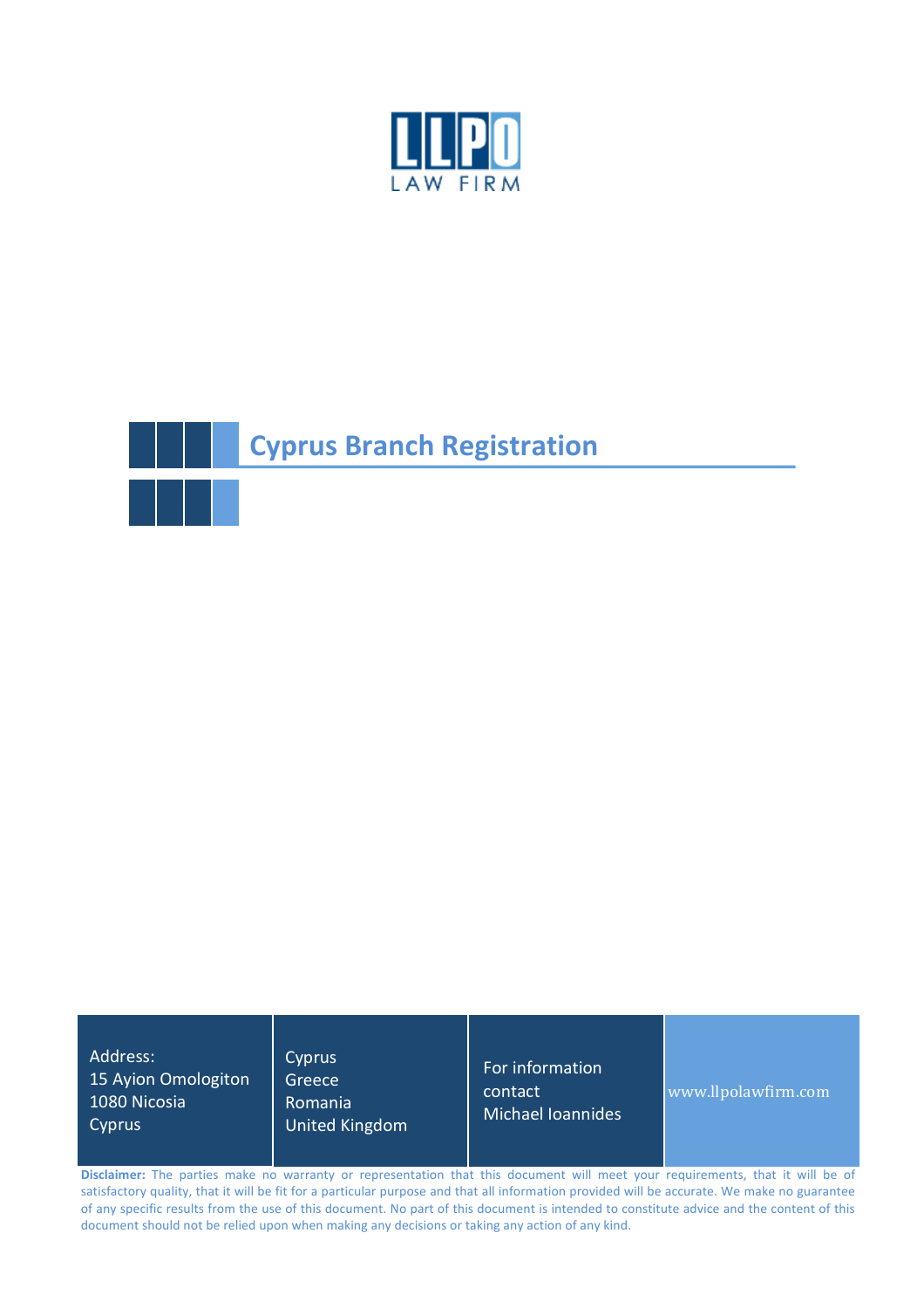LLPO
LAW FIRM

# Cyprus Branch Registration

| Address:<br>15 Ayion Omologiton<br>1080 Nicosia<br>Cyprus | Cyprus<br>Greece<br>Romania<br>United Kingdom | For information contact<br>Michael Ioannides | www.llpolawfirm.com |
|---|---|---|---|

**Disclaimer:** The parties make no warranty or representation that this document will meet your requirements, that it will be of satisfactory quality, that it will be fit for a particular purpose and that all information provided will be accurate. We make no guarantee of any specific results from the use of this document. No part of this document is intended to constitute advice and the content of this document should not be relied upon when making any decisions or taking any action of any kind.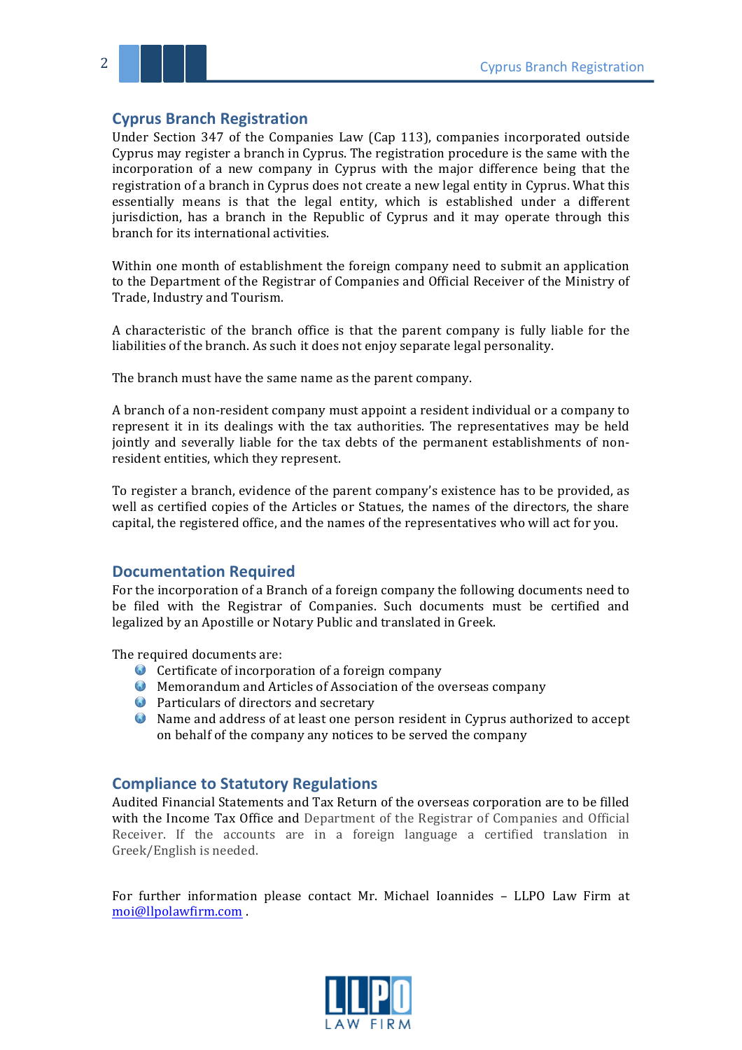## Cyprus Branch Registration

Under Section 347 of the Companies Law (Cap 113), companies incorporated outside Cyprus may register a branch in Cyprus. The registration procedure is the same with the incorporation of a new company in Cyprus with the major difference being that the registration of a branch in Cyprus does not create a new legal entity in Cyprus. What this essentially means is that the legal entity, which is established under a different jurisdiction, has a branch in the Republic of Cyprus and it may operate through this branch for its international activities.

Within one month of establishment the foreign company need to submit an application to the Department of the Registrar of Companies and Official Receiver of the Ministry of Trade, Industry and Tourism.

A characteristic of the branch office is that the parent company is fully liable for the liabilities of the branch. As such it does not enjoy separate legal personality.

The branch must have the same name as the parent company.

A branch of a non-resident company must appoint a resident individual or a company to represent it in its dealings with the tax authorities. The representatives may be held jointly and severally liable for the tax debts of the permanent establishments of non-resident entities, which they represent.

To register a branch, evidence of the parent company's existence has to be provided, as well as certified copies of the Articles or Statues, the names of the directors, the share capital, the registered office, and the names of the representatives who will act for you.

## Documentation Required

For the incorporation of a Branch of a foreign company the following documents need to be filed with the Registrar of Companies. Such documents must be certified and legalized by an Apostille or Notary Public and translated in Greek.

The required documents are:

- Certificate of incorporation of a foreign company
- Memorandum and Articles of Association of the overseas company
- Particulars of directors and secretary
- Name and address of at least one person resident in Cyprus authorized to accept on behalf of the company any notices to be served the company

## Compliance to Statutory Regulations

Audited Financial Statements and Tax Return of the overseas corporation are to be filled with the Income Tax Office and Department of the Registrar of Companies and Official Receiver. If the accounts are in a foreign language a certified translation in Greek/English is needed.

For further information please contact Mr. Michael Ioannides – LLPO Law Firm at moi@llpolawfirm.com .

LLPO
LAW FIRM